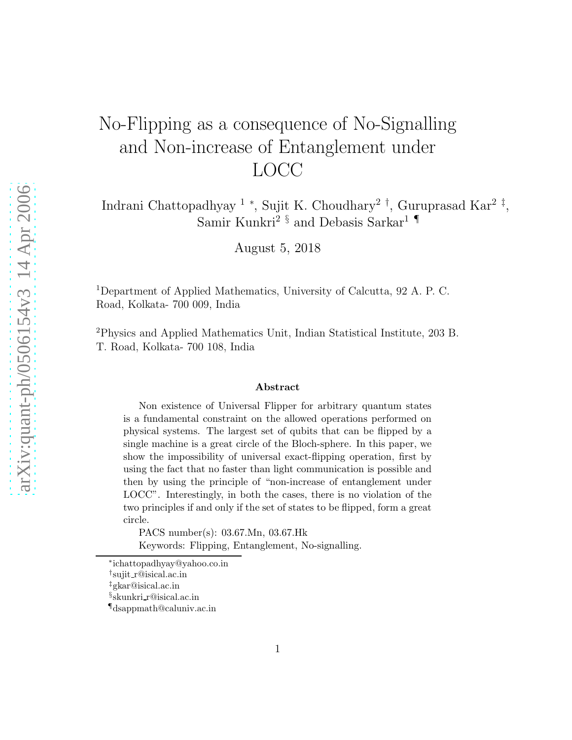# No-Flipping as a consequence of No-Signalling and Non-increase of Entanglement under LOCC

Indrani Chattopadhyay [1] [*], Sujit K. Choudhary [2] [†], Guruprasad Kar [2] [‡], Samir Kunkri [2] [§] and Debasis Sarkar [1] [¶]

August 5, 2018

[1]Department of Applied Mathematics, University of Calcutta, 92 A. P. C. Road, Kolkata- 700 009, India

[2]Physics and Applied Mathematics Unit, Indian Statistical Institute, 203 B. T. Road, Kolkata- 700 108, India

### Abstract

Non existence of Universal Flipper for arbitrary quantum states is a fundamental constraint on the allowed operations performed on physical systems. The largest set of qubits that can be flipped by a single machine is a great circle of the Bloch-sphere. In this paper, we show the impossibility of universal exact-flipping operation, first by using the fact that no faster than light communication is possible and then by using the principle of "non-increase of entanglement under LOCC". Interestingly, in both the cases, there is no violation of the two principles if and only if the set of states to be flipped, form a great circle.

PACS number(s): 03.67.Mn, 03.67.Hk

Keywords: Flipping, Entanglement, No-signalling.

---

[*]ichattopadhyay@yahoo.co.in

[†]sujit_r@isical.ac.in

[‡]gkar@isical.ac.in

[§]skunkri_r@isical.ac.in

[¶]dsappmath@caluniv.ac.in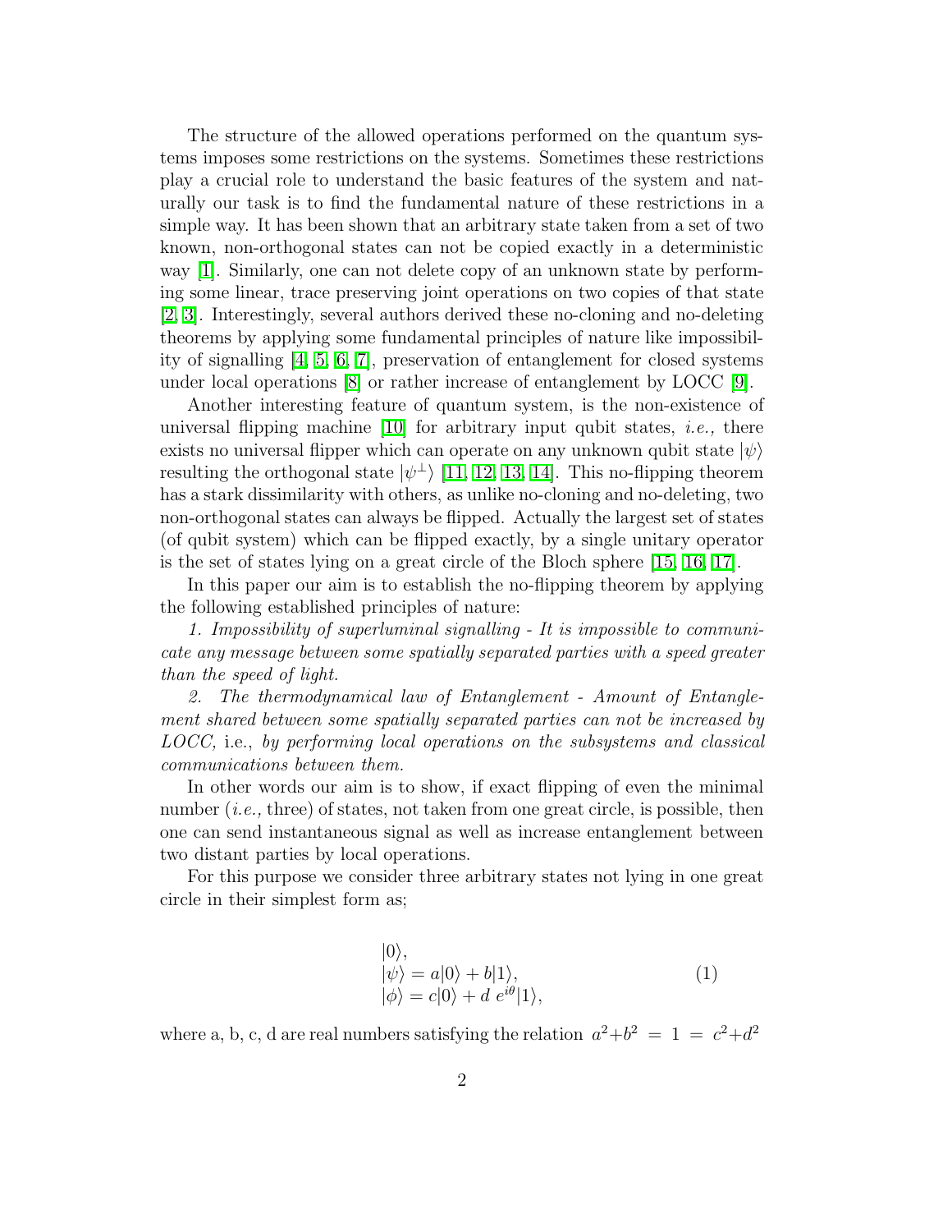The structure of the allowed operations performed on the quantum systems imposes some restrictions on the systems. Sometimes these restrictions play a crucial role to understand the basic features of the system and naturally our task is to find the fundamental nature of these restrictions in a simple way. It has been shown that an arbitrary state taken from a set of two known, non-orthogonal states can not be copied exactly in a deterministic way [1]. Similarly, one can not delete copy of an unknown state by performing some linear, trace preserving joint operations on two copies of that state [2, 3]. Interestingly, several authors derived these no-cloning and no-deleting theorems by applying some fundamental principles of nature like impossibility of signalling [4, 5, 6, 7], preservation of entanglement for closed systems under local operations [8] or rather increase of entanglement by LOCC [9].

Another interesting feature of quantum system, is the non-existence of universal flipping machine [10] for arbitrary input qubit states, *i.e.,* there exists no universal flipper which can operate on any unknown qubit state $|\psi\rangle$ resulting the orthogonal state $|\psi^{\perp}\rangle$ [11, 12, 13, 14]. This no-flipping theorem has a stark dissimilarity with others, as unlike no-cloning and no-deleting, two non-orthogonal states can always be flipped. Actually the largest set of states (of qubit system) which can be flipped exactly, by a single unitary operator is the set of states lying on a great circle of the Bloch sphere [15, 16, 17].

In this paper our aim is to establish the no-flipping theorem by applying the following established principles of nature:

*1. Impossibility of superluminal signalling - It is impossible to communicate any message between some spatially separated parties with a speed greater than the speed of light.*

*2. The thermodynamical law of Entanglement - Amount of Entanglement shared between some spatially separated parties can not be increased by LOCC,* i.e., *by performing local operations on the subsystems and classical communications between them.*

In other words our aim is to show, if exact flipping of even the minimal number (*i.e.,* three) of states, not taken from one great circle, is possible, then one can send instantaneous signal as well as increase entanglement between two distant parties by local operations.

For this purpose we consider three arbitrary states not lying in one great circle in their simplest form as;

$$
\begin{array}{l}
|0\rangle, \\
|\psi\rangle = a|0\rangle + b|1\rangle, \\
|\phi\rangle = c|0\rangle + d\, e^{i\theta}|1\rangle,
\end{array}
\tag{1}
$$

where a, b, c, d are real numbers satisfying the relation $a^2+b^2 = 1 = c^2+d^2$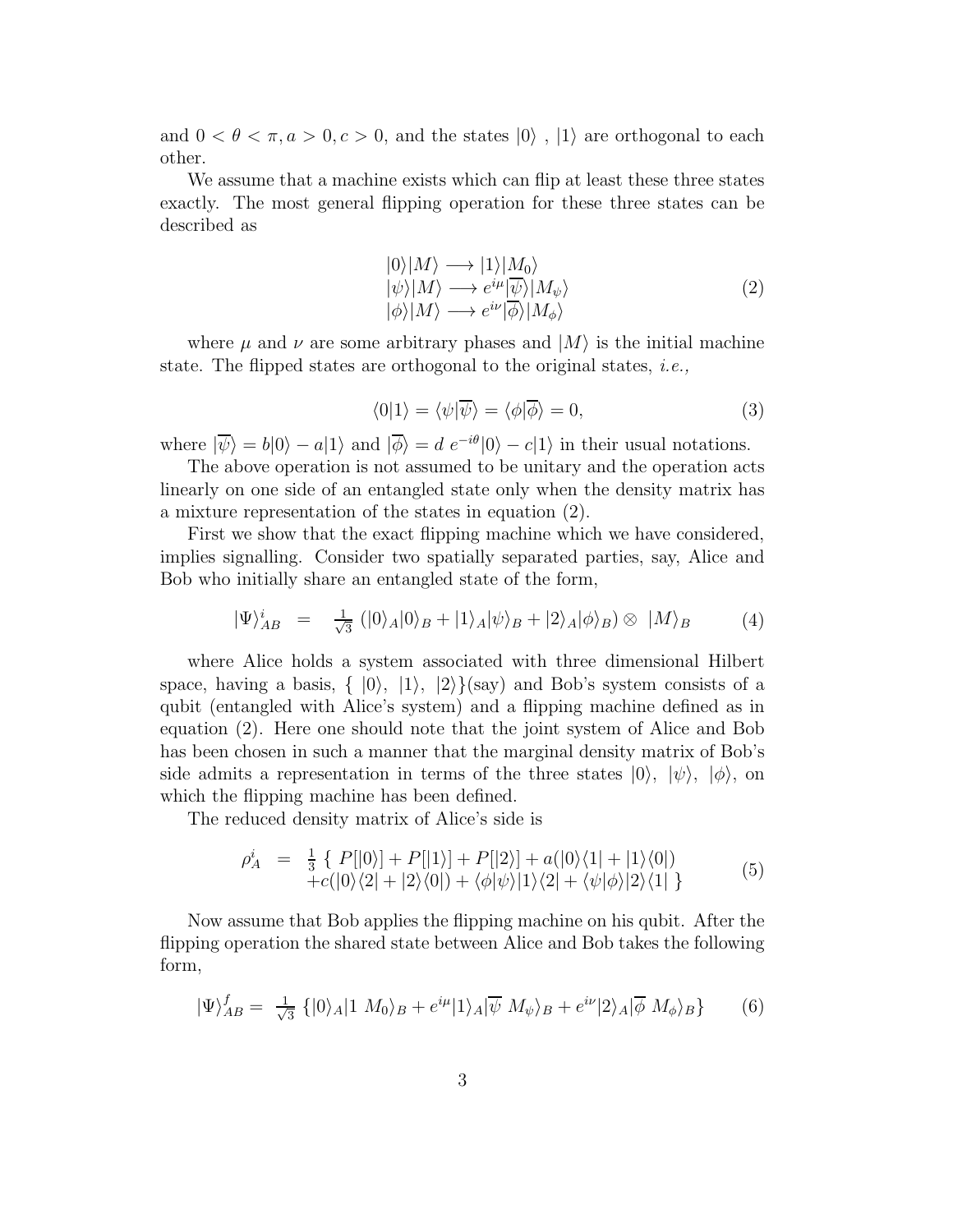and $0 < \theta < \pi, a > 0, c > 0$, and the states $|0\rangle$ , $|1\rangle$ are orthogonal to each other.

We assume that a machine exists which can flip at least these three states exactly. The most general flipping operation for these three states can be described as

$$
\begin{array}{l}
|0\rangle|M\rangle \longrightarrow |1\rangle|M_0\rangle \\
|\psi\rangle|M\rangle \longrightarrow e^{i\mu}|\overline{\psi}\rangle|M_\psi\rangle \\
|\phi\rangle|M\rangle \longrightarrow e^{i\nu}|\overline{\phi}\rangle|M_\phi\rangle
\end{array}
\tag{2}
$$

where $\mu$ and $\nu$ are some arbitrary phases and $|M\rangle$ is the initial machine state. The flipped states are orthogonal to the original states, *i.e.,*

$$
\langle 0|1\rangle = \langle \psi|\overline{\psi}\rangle = \langle \phi|\overline{\phi}\rangle = 0, \tag{3}
$$

where $|\overline{\psi}\rangle = b|0\rangle - a|1\rangle$ and $|\overline{\phi}\rangle = d\ e^{-i\theta}|0\rangle - c|1\rangle$ in their usual notations.

The above operation is not assumed to be unitary and the operation acts linearly on one side of an entangled state only when the density matrix has a mixture representation of the states in equation (2).

First we show that the exact flipping machine which we have considered, implies signalling. Consider two spatially separated parties, say, Alice and Bob who initially share an entangled state of the form,

$$
|\Psi\rangle^i_{AB} \quad = \quad \tfrac{1}{\sqrt{3}}\left(|0\rangle_A|0\rangle_B + |1\rangle_A|\psi\rangle_B + |2\rangle_A|\phi\rangle_B\right) \otimes\ |M\rangle_B \tag{4}
$$

where Alice holds a system associated with three dimensional Hilbert space, having a basis, $\{\ |0\rangle,\ |1\rangle,\ |2\rangle\}$(say) and Bob's system consists of a qubit (entangled with Alice's system) and a flipping machine defined as in equation (2). Here one should note that the joint system of Alice and Bob has been chosen in such a manner that the marginal density matrix of Bob's side admits a representation in terms of the three states $|0\rangle,\ |\psi\rangle,\ |\phi\rangle$, on which the flipping machine has been defined.

The reduced density matrix of Alice's side is

$$
\begin{array}{rcl}
\rho^i_A & = & \tfrac{1}{3}\ \{\ P[|0\rangle] + P[|1\rangle] + P[|2\rangle] + a(|0\rangle\langle 1| + |1\rangle\langle 0|) \\
& & +c(|0\rangle\langle 2| + |2\rangle\langle 0|) + \langle \phi|\psi\rangle|1\rangle\langle 2| + \langle \psi|\phi\rangle|2\rangle\langle 1|\ \}
\end{array}
\tag{5}
$$

Now assume that Bob applies the flipping machine on his qubit. After the flipping operation the shared state between Alice and Bob takes the following form,

$$
|\Psi\rangle^f_{AB} = \tfrac{1}{\sqrt{3}}\ \{|0\rangle_A|1\ M_0\rangle_B + e^{i\mu}|1\rangle_A|\overline{\psi}\ M_\psi\rangle_B + e^{i\nu}|2\rangle_A|\overline{\phi}\ M_\phi\rangle_B\} \tag{6}
$$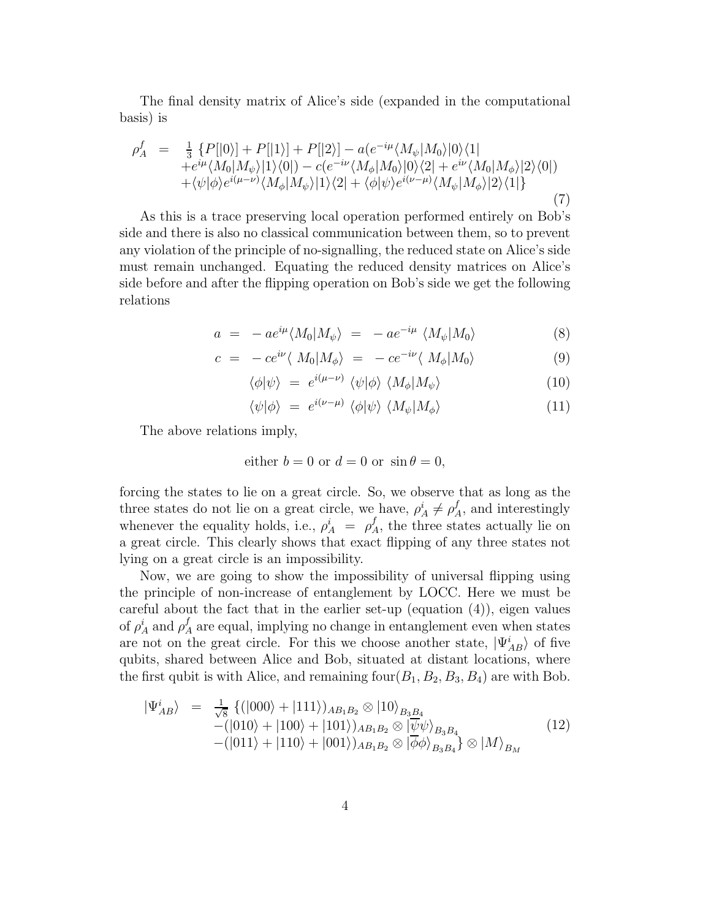The final density matrix of Alice's side (expanded in the computational basis) is

$$
\begin{aligned}
\rho_A^f \;=\; & \tfrac{1}{3}\,\{P[|0\rangle] + P[|1\rangle] + P[|2\rangle] - a(e^{-i\mu}\langle M_\psi|M_0\rangle|0\rangle\langle 1| \\
& + e^{i\mu}\langle M_0|M_\psi\rangle|1\rangle\langle 0|) - c(e^{-i\nu}\langle M_\phi|M_0\rangle|0\rangle\langle 2| + e^{i\nu}\langle M_0|M_\phi\rangle|2\rangle\langle 0|) \\
& + \langle\psi|\phi\rangle e^{i(\mu-\nu)}\langle M_\phi|M_\psi\rangle|1\rangle\langle 2| + \langle\phi|\psi\rangle e^{i(\nu-\mu)}\langle M_\psi|M_\phi\rangle|2\rangle\langle 1|\}
\end{aligned}
\tag{7}
$$

As this is a trace preserving local operation performed entirely on Bob's side and there is also no classical communication between them, so to prevent any violation of the principle of no-signalling, the reduced state on Alice's side must remain unchanged. Equating the reduced density matrices on Alice's side before and after the flipping operation on Bob's side we get the following relations

$$
a \;=\; -\,ae^{i\mu}\langle M_0|M_\psi\rangle \;=\; -\,ae^{-i\mu}\,\langle M_\psi|M_0\rangle \tag{8}
$$

$$
c \;=\; -\,ce^{i\nu}\langle\, M_0|M_\phi\rangle \;=\; -\,ce^{-i\nu}\langle\, M_\phi|M_0\rangle \tag{9}
$$

$$
\langle\phi|\psi\rangle \;=\; e^{i(\mu-\nu)}\,\langle\psi|\phi\rangle\,\langle M_\phi|M_\psi\rangle \tag{10}
$$

$$
\langle\psi|\phi\rangle \;=\; e^{i(\nu-\mu)}\,\langle\phi|\psi\rangle\,\langle M_\psi|M_\phi\rangle \tag{11}
$$

The above relations imply,

$$
\text{either } b = 0 \text{ or } d = 0 \text{ or } \sin\theta = 0,
$$

forcing the states to lie on a great circle. So, we observe that as long as the three states do not lie on a great circle, we have, $\rho_A^i \neq \rho_A^f$, and interestingly whenever the equality holds, i.e., $\rho_A^i \;=\; \rho_A^f$, the three states actually lie on a great circle. This clearly shows that exact flipping of any three states not lying on a great circle is an impossibility.

Now, we are going to show the impossibility of universal flipping using the principle of non-increase of entanglement by LOCC. Here we must be careful about the fact that in the earlier set-up (equation (4)), eigen values of $\rho_A^i$ and $\rho_A^f$ are equal, implying no change in entanglement even when states are not on the great circle. For this we choose another state, $|\Psi_{AB}^i\rangle$ of five qubits, shared between Alice and Bob, situated at distant locations, where the first qubit is with Alice, and remaining four$(B_1, B_2, B_3, B_4)$ are with Bob.

$$
\begin{aligned}
|\Psi_{AB}^i\rangle \;=\; & \tfrac{1}{\sqrt{8}}\,\{(|000\rangle + |111\rangle)_{AB_1B_2} \otimes |10\rangle_{B_3B_4} \\
& -(|010\rangle + |100\rangle + |101\rangle)_{AB_1B_2} \otimes |\overline{\psi}\psi\rangle_{B_3B_4} \\
& -(|011\rangle + |110\rangle + |001\rangle)_{AB_1B_2} \otimes |\overline{\phi}\phi\rangle_{B_3B_4}\} \otimes |M\rangle_{B_M}
\end{aligned}
\tag{12}
$$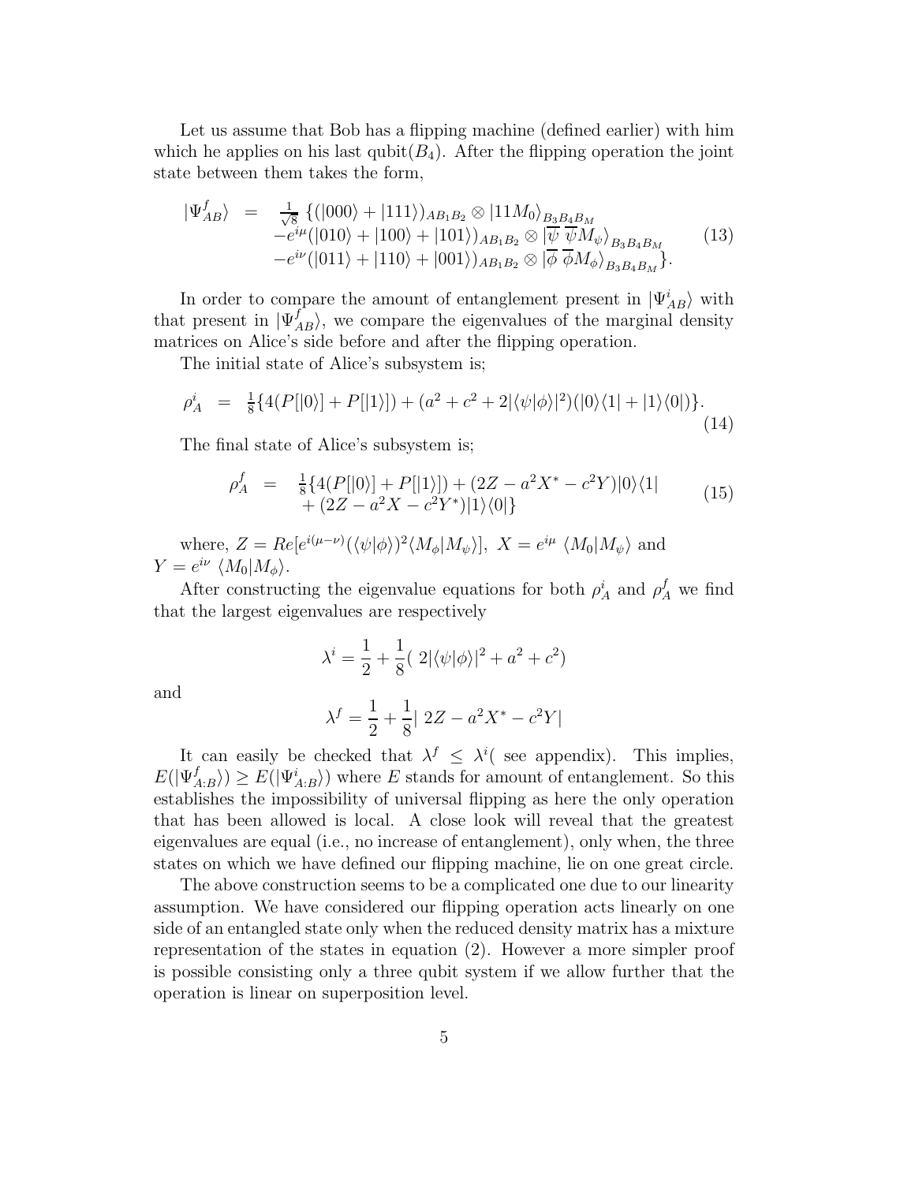Let us assume that Bob has a flipping machine (defined earlier) with him which he applies on his last qubit($B_4$). After the flipping operation the joint state between them takes the form,

$$
\begin{aligned}
|\Psi^f_{AB}\rangle \;=\;& \tfrac{1}{\sqrt{8}}\,\{(|000\rangle + |111\rangle)_{AB_1B_2} \otimes |11M_0\rangle_{B_3B_4B_M} \\
& - e^{i\mu}(|010\rangle + |100\rangle + |101\rangle)_{AB_1B_2} \otimes |\overline{\psi}\;\overline{\psi}M_\psi\rangle_{B_3B_4B_M} \\
& - e^{i\nu}(|011\rangle + |110\rangle + |001\rangle)_{AB_1B_2} \otimes |\overline{\phi}\;\overline{\phi}M_\phi\rangle_{B_3B_4B_M}\}.
\end{aligned} \tag{13}
$$

In order to compare the amount of entanglement present in $|\Psi^i_{AB}\rangle$ with that present in $|\Psi^f_{AB}\rangle$, we compare the eigenvalues of the marginal density matrices on Alice's side before and after the flipping operation.

The initial state of Alice's subsystem is;

$$
\rho^i_A \;=\; \tfrac{1}{8}\{4(P[|0\rangle] + P[|1\rangle]) + (a^2 + c^2 + 2|\langle\psi|\phi\rangle|^2)(|0\rangle\langle 1| + |1\rangle\langle 0|)\}. \tag{14}
$$

The final state of Alice's subsystem is;

$$
\begin{aligned}
\rho^f_A \;=\;& \tfrac{1}{8}\{4(P[|0\rangle] + P[|1\rangle]) + (2Z - a^2X^* - c^2Y)|0\rangle\langle 1| \\
& + (2Z - a^2X - c^2Y^*)|1\rangle\langle 0|\}
\end{aligned} \tag{15}
$$

where, $Z = Re[e^{i(\mu-\nu)}(\langle\psi|\phi\rangle)^2\langle M_\phi|M_\psi\rangle]$, $X = e^{i\mu}\ \langle M_0|M_\psi\rangle$ and $Y = e^{i\nu}\ \langle M_0|M_\phi\rangle$.

After constructing the eigenvalue equations for both $\rho^i_A$ and $\rho^f_A$ we find that the largest eigenvalues are respectively

$$
\lambda^i = \frac{1}{2} + \frac{1}{8}(\ 2|\langle\psi|\phi\rangle|^2 + a^2 + c^2)
$$

and

$$
\lambda^f = \frac{1}{2} + \frac{1}{8}|\ 2Z - a^2X^* - c^2Y|
$$

It can easily be checked that $\lambda^f \leq \lambda^i$( see appendix). This implies, $E(|\Psi^f_{A:B}\rangle) \geq E(|\Psi^i_{A:B}\rangle)$ where $E$ stands for amount of entanglement. So this establishes the impossibility of universal flipping as here the only operation that has been allowed is local. A close look will reveal that the greatest eigenvalues are equal (i.e., no increase of entanglement), only when, the three states on which we have defined our flipping machine, lie on one great circle.

The above construction seems to be a complicated one due to our linearity assumption. We have considered our flipping operation acts linearly on one side of an entangled state only when the reduced density matrix has a mixture representation of the states in equation (2). However a more simpler proof is possible consisting only a three qubit system if we allow further that the operation is linear on superposition level.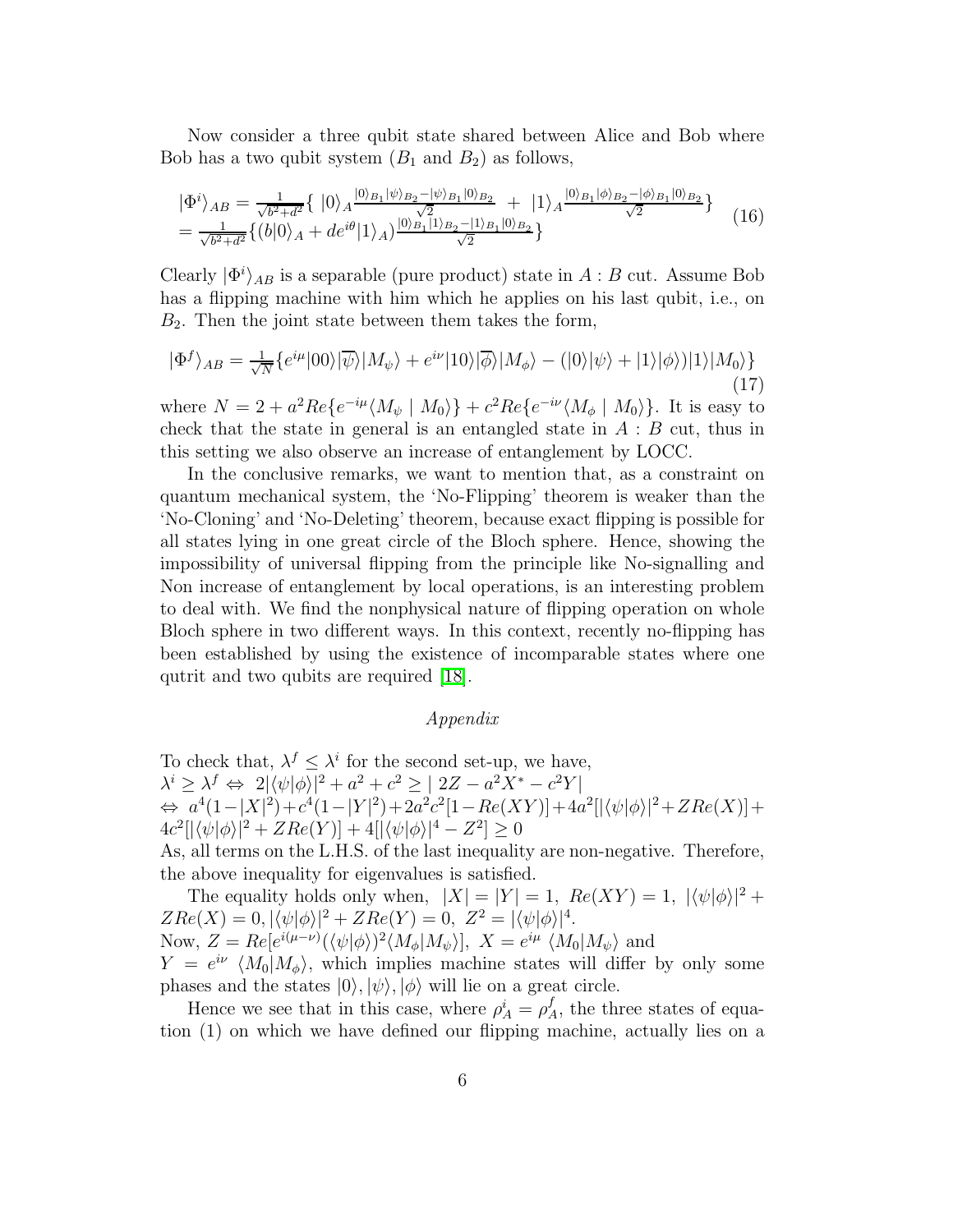Now consider a three qubit state shared between Alice and Bob where Bob has a two qubit system ($B_1$ and $B_2$) as follows,

$$
\begin{aligned}
|\Phi^i\rangle_{AB} &= \frac{1}{\sqrt{b^2+d^2}}\{\ |0\rangle_A \frac{|0\rangle_{B_1}|\psi\rangle_{B_2} - |\psi\rangle_{B_1}|0\rangle_{B_2}}{\sqrt{2}} \ + \ |1\rangle_A \frac{|0\rangle_{B_1}|\phi\rangle_{B_2} - |\phi\rangle_{B_1}|0\rangle_{B_2}}{\sqrt{2}}\} \\
&= \frac{1}{\sqrt{b^2+d^2}}\{(b|0\rangle_A + de^{i\theta}|1\rangle_A)\frac{|0\rangle_{B_1}|1\rangle_{B_2} - |1\rangle_{B_1}|0\rangle_{B_2}}{\sqrt{2}}\}
\end{aligned}
\tag{16}
$$

Clearly $|\Phi^i\rangle_{AB}$ is a separable (pure product) state in $A:B$ cut. Assume Bob has a flipping machine with him which he applies on his last qubit, i.e., on $B_2$. Then the joint state between them takes the form,

$$
|\Phi^f\rangle_{AB} = \frac{1}{\sqrt{N}}\{e^{i\mu}|00\rangle|\overline{\psi}\rangle|M_\psi\rangle + e^{i\nu}|10\rangle|\overline{\phi}\rangle|M_\phi\rangle - (|0\rangle|\psi\rangle + |1\rangle|\phi\rangle)|1\rangle|M_0\rangle\}
\tag{17}
$$

where $N = 2 + a^2 Re\{e^{-i\mu}\langle M_\psi \mid M_0\rangle\} + c^2 Re\{e^{-i\nu}\langle M_\phi \mid M_0\rangle\}$. It is easy to check that the state in general is an entangled state in $A:B$ cut, thus in this setting we also observe an increase of entanglement by LOCC.

In the conclusive remarks, we want to mention that, as a constraint on quantum mechanical system, the 'No-Flipping' theorem is weaker than the 'No-Cloning' and 'No-Deleting' theorem, because exact flipping is possible for all states lying in one great circle of the Bloch sphere. Hence, showing the impossibility of universal flipping from the principle like No-signalling and Non increase of entanglement by local operations, is an interesting problem to deal with. We find the nonphysical nature of flipping operation on whole Bloch sphere in two different ways. In this context, recently no-flipping has been established by using the existence of incomparable states where one qutrit and two qubits are required [18].

*Appendix*

To check that, $\lambda^f \leq \lambda^i$ for the second set-up, we have,
$\lambda^i \geq \lambda^f \Leftrightarrow\ 2|\langle\psi|\phi\rangle|^2 + a^2 + c^2 \geq |\ 2Z - a^2X^* - c^2Y|$
$\Leftrightarrow\ a^4(1-|X|^2)+c^4(1-|Y|^2)+2a^2c^2[1-Re(XY)]+4a^2[|\langle\psi|\phi\rangle|^2+ZRe(X)]+4c^2[|\langle\psi|\phi\rangle|^2+ZRe(Y)]+4[|\langle\psi|\phi\rangle|^4 - Z^2] \geq 0$
As, all terms on the L.H.S. of the last inequality are non-negative. Therefore, the above inequality for eigenvalues is satisfied.

The equality holds only when, $|X| = |Y| = 1,\ Re(XY) = 1,\ |\langle\psi|\phi\rangle|^2 + ZRe(X) = 0, |\langle\psi|\phi\rangle|^2 + ZRe(Y) = 0,\ Z^2 = |\langle\psi|\phi\rangle|^4$.
Now, $Z = Re[e^{i(\mu-\nu)}(\langle\psi|\phi\rangle)^2\langle M_\phi|M_\psi\rangle]$, $X = e^{i\mu}\ \langle M_0|M_\psi\rangle$ and $Y = e^{i\nu}\ \langle M_0|M_\phi\rangle$, which implies machine states will differ by only some phases and the states $|0\rangle, |\psi\rangle, |\phi\rangle$ will lie on a great circle.

Hence we see that in this case, where $\rho_A^i = \rho_A^f$, the three states of equation (1) on which we have defined our flipping machine, actually lies on a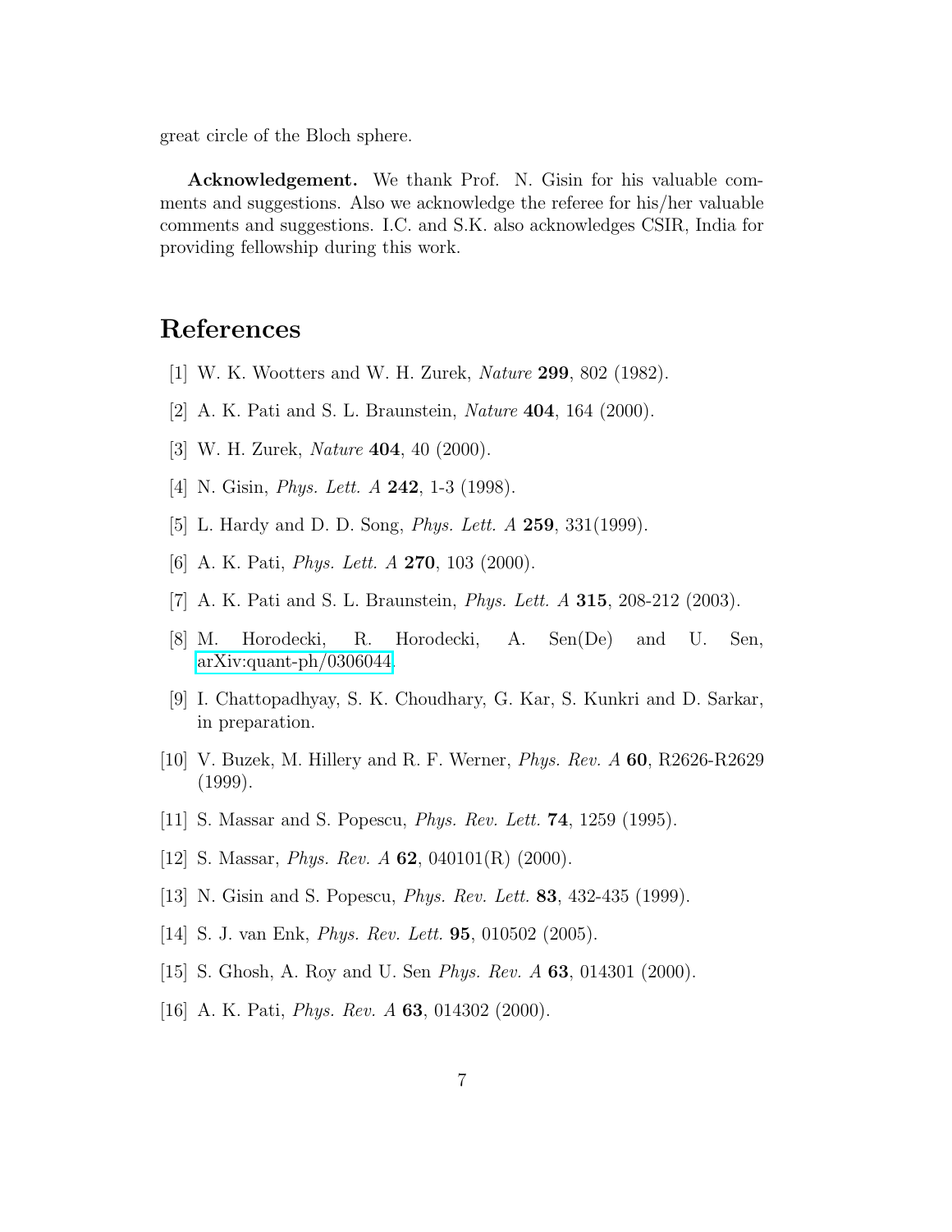great circle of the Bloch sphere.

**Acknowledgement.** We thank Prof. N. Gisin for his valuable comments and suggestions. Also we acknowledge the referee for his/her valuable comments and suggestions. I.C. and S.K. also acknowledges CSIR, India for providing fellowship during this work.

# References

[1] W. K. Wootters and W. H. Zurek, *Nature* **299**, 802 (1982).

[2] A. K. Pati and S. L. Braunstein, *Nature* **404**, 164 (2000).

[3] W. H. Zurek, *Nature* **404**, 40 (2000).

[4] N. Gisin, *Phys. Lett. A* **242**, 1-3 (1998).

[5] L. Hardy and D. D. Song, *Phys. Lett. A* **259**, 331(1999).

[6] A. K. Pati, *Phys. Lett. A* **270**, 103 (2000).

[7] A. K. Pati and S. L. Braunstein, *Phys. Lett. A* **315**, 208-212 (2003).

[8] M. Horodecki, R. Horodecki, A. Sen(De) and U. Sen, arXiv:quant-ph/0306044.

[9] I. Chattopadhyay, S. K. Choudhary, G. Kar, S. Kunkri and D. Sarkar, in preparation.

[10] V. Buzek, M. Hillery and R. F. Werner, *Phys. Rev. A* **60**, R2626-R2629 (1999).

[11] S. Massar and S. Popescu, *Phys. Rev. Lett.* **74**, 1259 (1995).

[12] S. Massar, *Phys. Rev. A* **62**, 040101(R) (2000).

[13] N. Gisin and S. Popescu, *Phys. Rev. Lett.* **83**, 432-435 (1999).

[14] S. J. van Enk, *Phys. Rev. Lett.* **95**, 010502 (2005).

[15] S. Ghosh, A. Roy and U. Sen *Phys. Rev. A* **63**, 014301 (2000).

[16] A. K. Pati, *Phys. Rev. A* **63**, 014302 (2000).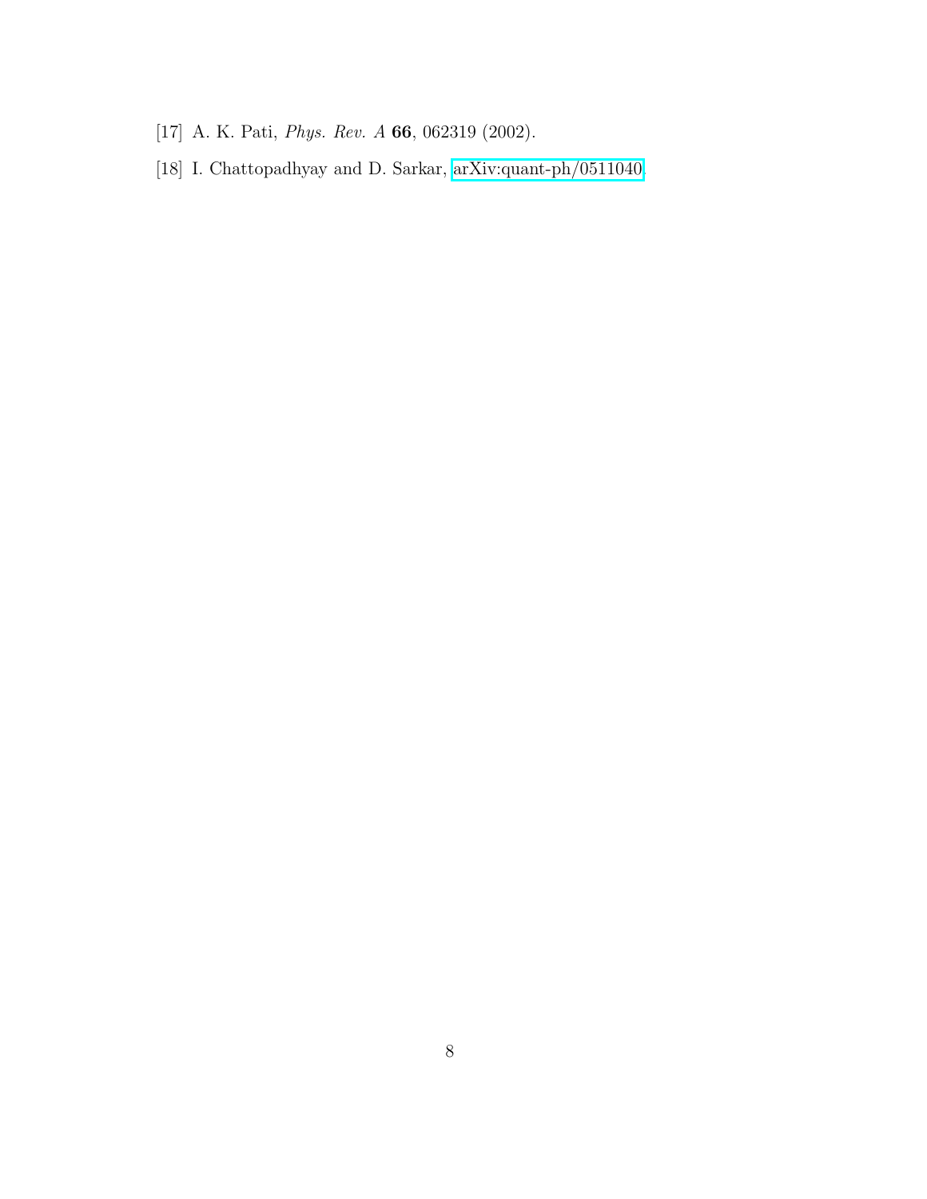[17] A. K. Pati, *Phys. Rev. A* **66**, 062319 (2002).

[18] I. Chattopadhyay and D. Sarkar, arXiv:quant-ph/0511040.